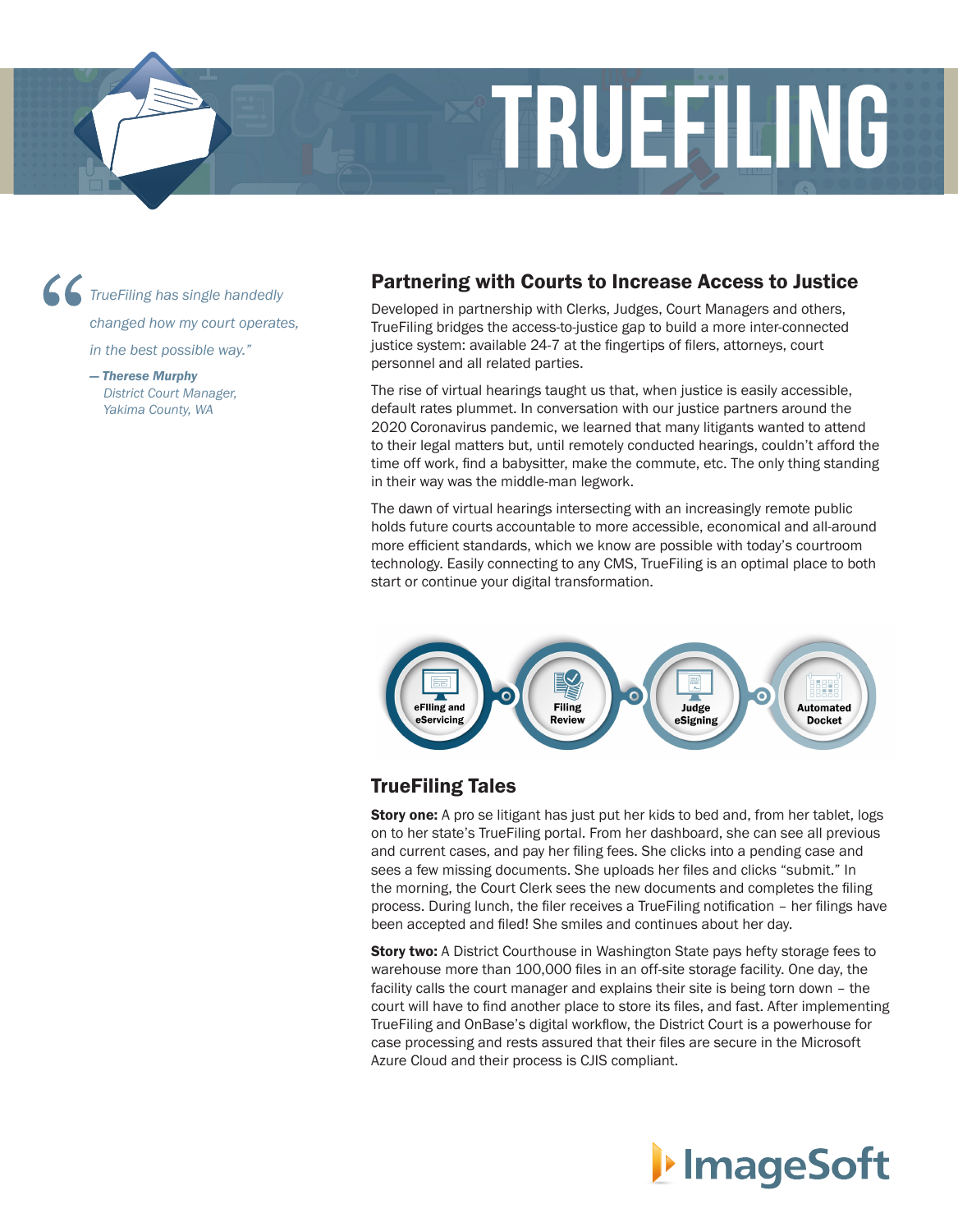# TRUEFILING

> *TrueFiling has single handedly changed how my court operates, in the best possible way."*
>
> ***— Therese Murphy***
> *District Court Manager,*
> *Yakima County, WA*

## Partnering with Courts to Increase Access to Justice

Developed in partnership with Clerks, Judges, Court Managers and others, TrueFiling bridges the access-to-justice gap to build a more inter-connected justice system: available 24-7 at the fingertips of filers, attorneys, court personnel and all related parties.

The rise of virtual hearings taught us that, when justice is easily accessible, default rates plummet. In conversation with our justice partners around the 2020 Coronavirus pandemic, we learned that many litigants wanted to attend to their legal matters but, until remotely conducted hearings, couldn't afford the time off work, find a babysitter, make the commute, etc. The only thing standing in their way was the middle-man legwork.

The dawn of virtual hearings intersecting with an increasingly remote public holds future courts accountable to more accessible, economical and all-around more efficient standards, which we know are possible with today's courtroom technology. Easily connecting to any CMS, TrueFiling is an optimal place to both start or continue your digital transformation.

eFiling and eServicing → Filing Review → Judge eSigning → Automated Docket

## TrueFiling Tales

**Story one:** A pro se litigant has just put her kids to bed and, from her tablet, logs on to her state's TrueFiling portal. From her dashboard, she can see all previous and current cases, and pay her filing fees. She clicks into a pending case and sees a few missing documents. She uploads her files and clicks "submit." In the morning, the Court Clerk sees the new documents and completes the filing process. During lunch, the filer receives a TrueFiling notification – her filings have been accepted and filed! She smiles and continues about her day.

**Story two:** A District Courthouse in Washington State pays hefty storage fees to warehouse more than 100,000 files in an off-site storage facility. One day, the facility calls the court manager and explains their site is being torn down – the court will have to find another place to store its files, and fast. After implementing TrueFiling and OnBase's digital workflow, the District Court is a powerhouse for case processing and rests assured that their files are secure in the Microsoft Azure Cloud and their process is CJIS compliant.

ImageSoft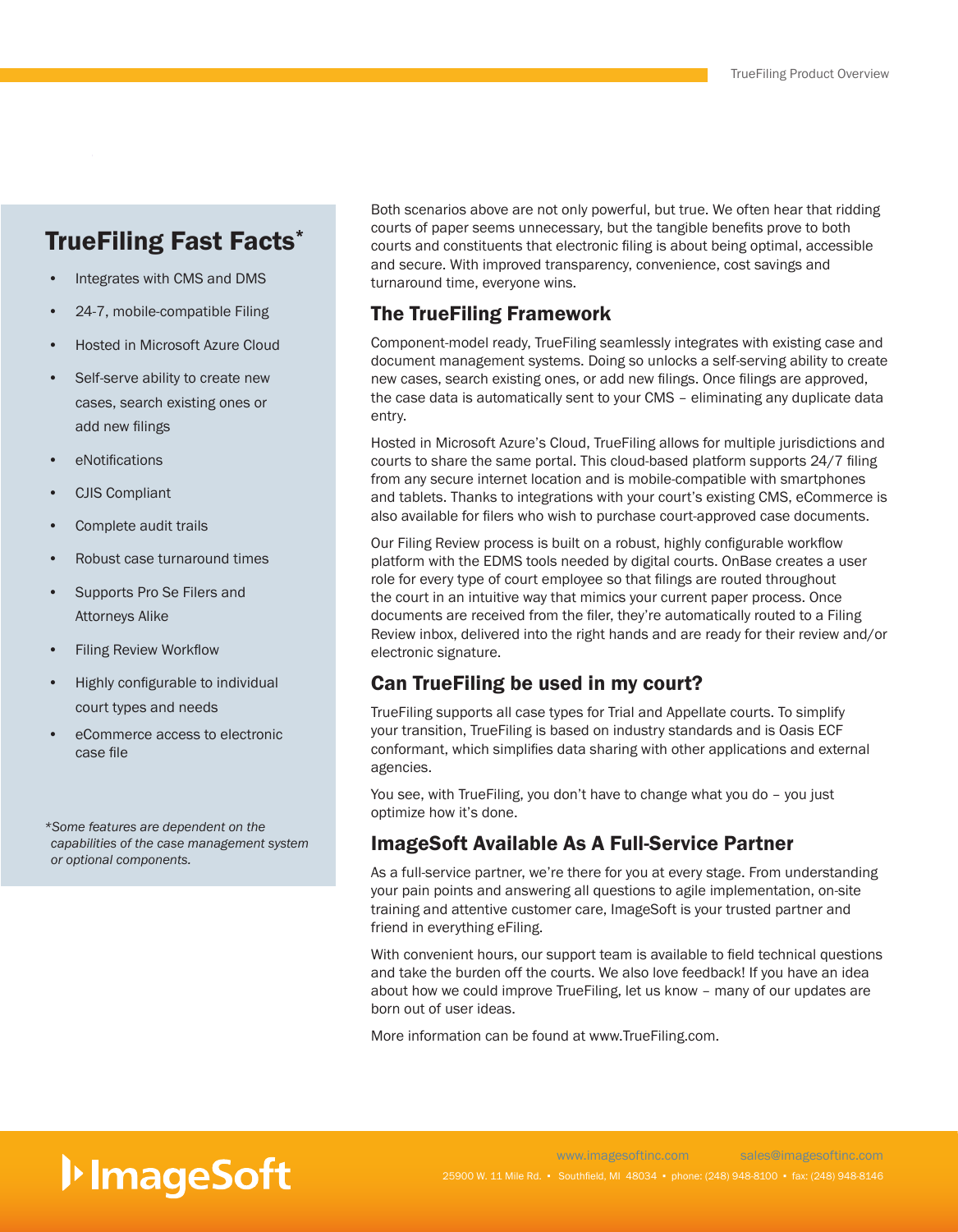## TrueFiling Fast Facts*

- Integrates with CMS and DMS
- 24-7, mobile-compatible Filing
- Hosted in Microsoft Azure Cloud
- Self-serve ability to create new cases, search existing ones or add new filings
- eNotifications
- CJIS Compliant
- Complete audit trails
- Robust case turnaround times
- Supports Pro Se Filers and Attorneys Alike
- Filing Review Workflow
- Highly configurable to individual court types and needs
- eCommerce access to electronic case file

*\*Some features are dependent on the capabilities of the case management system or optional components.*

Both scenarios above are not only powerful, but true. We often hear that ridding courts of paper seems unnecessary, but the tangible benefits prove to both courts and constituents that electronic filing is about being optimal, accessible and secure. With improved transparency, convenience, cost savings and turnaround time, everyone wins.

## The TrueFiling Framework

Component-model ready, TrueFiling seamlessly integrates with existing case and document management systems. Doing so unlocks a self-serving ability to create new cases, search existing ones, or add new filings. Once filings are approved, the case data is automatically sent to your CMS – eliminating any duplicate data entry.

Hosted in Microsoft Azure's Cloud, TrueFiling allows for multiple jurisdictions and courts to share the same portal. This cloud-based platform supports 24/7 filing from any secure internet location and is mobile-compatible with smartphones and tablets. Thanks to integrations with your court's existing CMS, eCommerce is also available for filers who wish to purchase court-approved case documents.

Our Filing Review process is built on a robust, highly configurable workflow platform with the EDMS tools needed by digital courts. OnBase creates a user role for every type of court employee so that filings are routed throughout the court in an intuitive way that mimics your current paper process. Once documents are received from the filer, they're automatically routed to a Filing Review inbox, delivered into the right hands and are ready for their review and/or electronic signature.

## Can TrueFiling be used in my court?

TrueFiling supports all case types for Trial and Appellate courts. To simplify your transition, TrueFiling is based on industry standards and is Oasis ECF conformant, which simplifies data sharing with other applications and external agencies.

You see, with TrueFiling, you don't have to change what you do – you just optimize how it's done.

## ImageSoft Available As A Full-Service Partner

As a full-service partner, we're there for you at every stage. From understanding your pain points and answering all questions to agile implementation, on-site training and attentive customer care, ImageSoft is your trusted partner and friend in everything eFiling.

With convenient hours, our support team is available to field technical questions and take the burden off the courts. We also love feedback! If you have an idea about how we could improve TrueFiling, let us know – many of our updates are born out of user ideas.

More information can be found at www.TrueFiling.com.

ImageSoft

www.imagesoftinc.com sales@imagesoftinc.com

25900 W. 11 Mile Rd. • Southfield, MI 48034 • phone: (248) 948-8100 • fax: (248) 948-8146